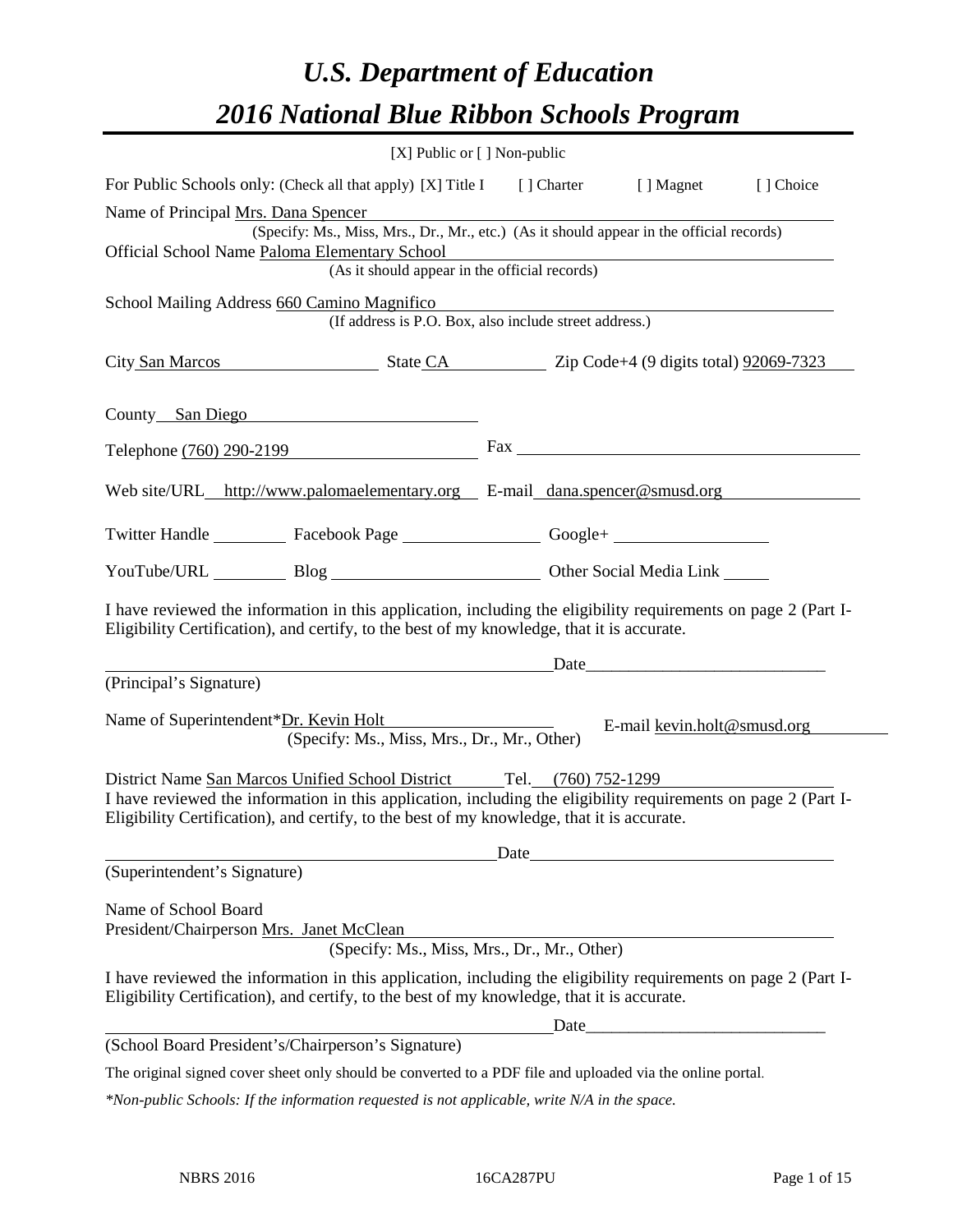# *U.S. Department of Education*

# *2016 National Blue Ribbon Schools Program*

[X] Public or [ ] Non-public

For Public Schools only: (Check all that apply) [X] Title I [ ] Charter [ ] Magnet [ ] Choice

Name of Principal Mrs. Dana Spencer

(Specify: Ms., Miss, Mrs., Dr., Mr., etc.) (As it should appear in the official records)

Official School Name Paloma Elementary School

(As it should appear in the official records)

School Mailing Address 660 Camino Magnifico

(If address is P.O. Box, also include street address.)

City San Marcos State CA Zip Code+4 (9 digits total) 92069-7323

County San Diego

Telephone (760) 290-2199 Fax

Web site/URL http://www.palomaelementary.org E-mail dana.spencer@smusd.org

Twitter Handle Facebook Page Google+

YouTube/URL Blog Other Social Media Link

I have reviewed the information in this application, including the eligibility requirements on page 2 (Part I-Eligibility Certification), and certify, to the best of my knowledge, that it is accurate.

Date____________________________

(Principal's Signature)

Name of Superintendent*Dr. Kevin Holt E-mail kevin.holt@smusd.org

(Specify: Ms., Miss, Mrs., Dr., Mr., Other)

District Name San Marcos Unified School District Tel. (760) 752-1299

I have reviewed the information in this application, including the eligibility requirements on page 2 (Part I-Eligibility Certification), and certify, to the best of my knowledge, that it is accurate.

Date

(Superintendent's Signature)

Name of School Board
President/Chairperson Mrs. Janet McClean

(Specify: Ms., Miss, Mrs., Dr., Mr., Other)

I have reviewed the information in this application, including the eligibility requirements on page 2 (Part I-Eligibility Certification), and certify, to the best of my knowledge, that it is accurate.

Date____________________________

(School Board President's/Chairperson's Signature)

The original signed cover sheet only should be converted to a PDF file and uploaded via the online portal.

*\*Non-public Schools: If the information requested is not applicable, write N/A in the space.*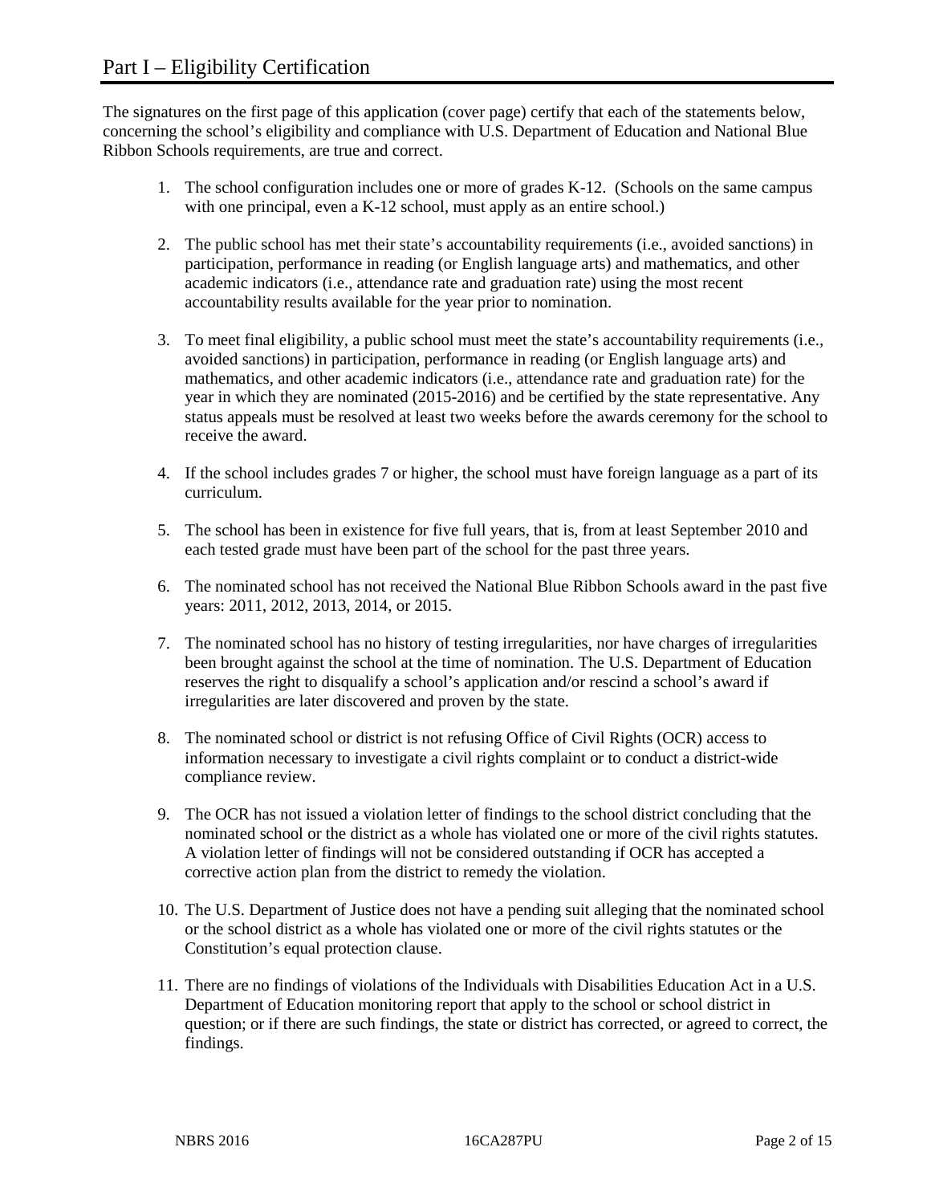# Part I – Eligibility Certification

The signatures on the first page of this application (cover page) certify that each of the statements below, concerning the school's eligibility and compliance with U.S. Department of Education and National Blue Ribbon Schools requirements, are true and correct.

1. The school configuration includes one or more of grades K-12. (Schools on the same campus with one principal, even a K-12 school, must apply as an entire school.)
2. The public school has met their state's accountability requirements (i.e., avoided sanctions) in participation, performance in reading (or English language arts) and mathematics, and other academic indicators (i.e., attendance rate and graduation rate) using the most recent accountability results available for the year prior to nomination.
3. To meet final eligibility, a public school must meet the state's accountability requirements (i.e., avoided sanctions) in participation, performance in reading (or English language arts) and mathematics, and other academic indicators (i.e., attendance rate and graduation rate) for the year in which they are nominated (2015-2016) and be certified by the state representative. Any status appeals must be resolved at least two weeks before the awards ceremony for the school to receive the award.
4. If the school includes grades 7 or higher, the school must have foreign language as a part of its curriculum.
5. The school has been in existence for five full years, that is, from at least September 2010 and each tested grade must have been part of the school for the past three years.
6. The nominated school has not received the National Blue Ribbon Schools award in the past five years: 2011, 2012, 2013, 2014, or 2015.
7. The nominated school has no history of testing irregularities, nor have charges of irregularities been brought against the school at the time of nomination. The U.S. Department of Education reserves the right to disqualify a school's application and/or rescind a school's award if irregularities are later discovered and proven by the state.
8. The nominated school or district is not refusing Office of Civil Rights (OCR) access to information necessary to investigate a civil rights complaint or to conduct a district-wide compliance review.
9. The OCR has not issued a violation letter of findings to the school district concluding that the nominated school or the district as a whole has violated one or more of the civil rights statutes. A violation letter of findings will not be considered outstanding if OCR has accepted a corrective action plan from the district to remedy the violation.
10. The U.S. Department of Justice does not have a pending suit alleging that the nominated school or the school district as a whole has violated one or more of the civil rights statutes or the Constitution's equal protection clause.
11. There are no findings of violations of the Individuals with Disabilities Education Act in a U.S. Department of Education monitoring report that apply to the school or school district in question; or if there are such findings, the state or district has corrected, or agreed to correct, the findings.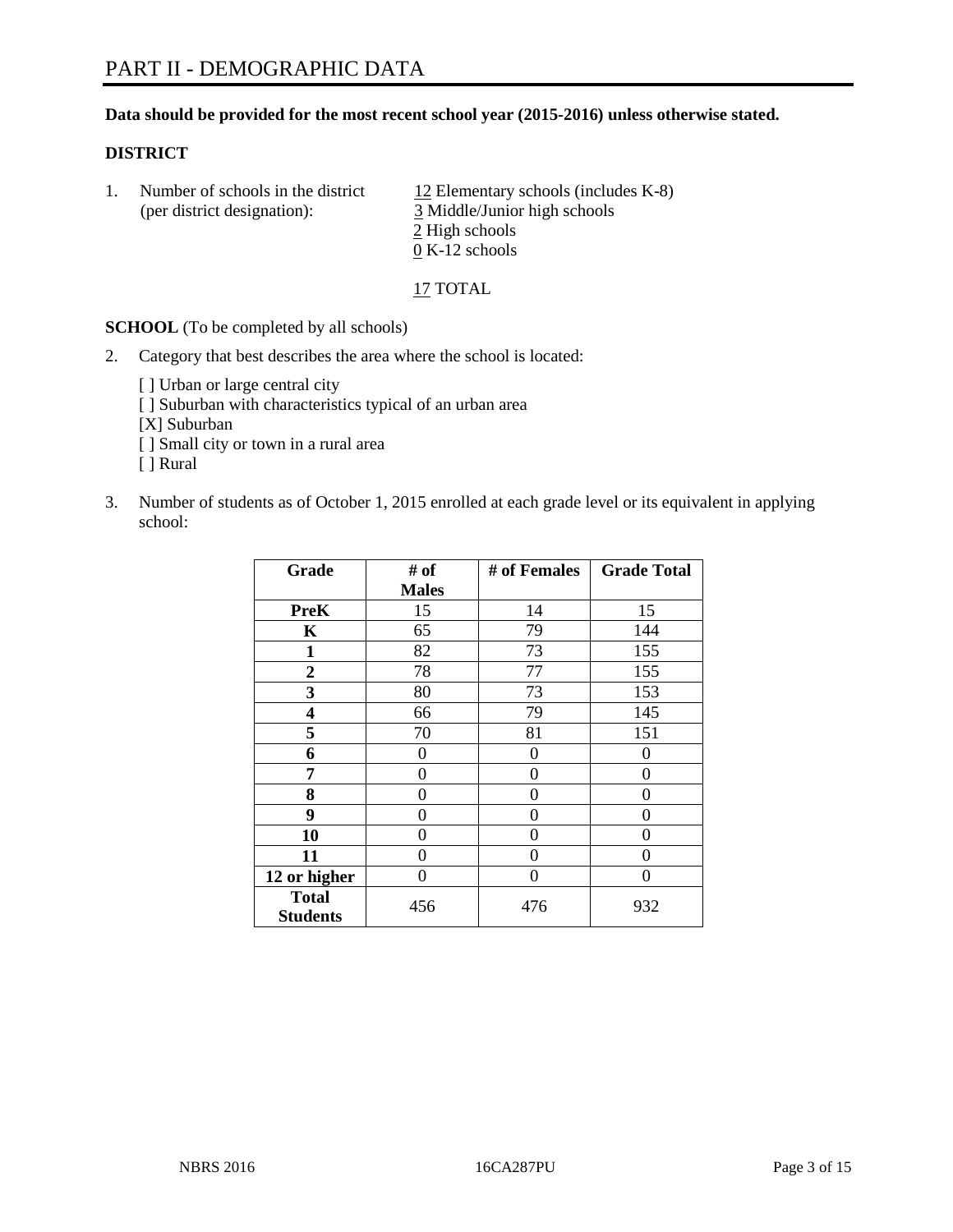# PART II - DEMOGRAPHIC DATA

**Data should be provided for the most recent school year (2015-2016) unless otherwise stated.**

**DISTRICT**

1. Number of schools in the district (per district designation):
   12 Elementary schools (includes K-8)
   3 Middle/Junior high schools
   2 High schools
   0 K-12 schools

   17 TOTAL

**SCHOOL** (To be completed by all schools)

2. Category that best describes the area where the school is located:

   [ ] Urban or large central city
   [ ] Suburban with characteristics typical of an urban area
   [X] Suburban
   [ ] Small city or town in a rural area
   [ ] Rural

3. Number of students as of October 1, 2015 enrolled at each grade level or its equivalent in applying school:

| Grade | # of Males | # of Females | Grade Total |
|---|---|---|---|
| **PreK** | 15 | 14 | 15 |
| **K** | 65 | 79 | 144 |
| **1** | 82 | 73 | 155 |
| **2** | 78 | 77 | 155 |
| **3** | 80 | 73 | 153 |
| **4** | 66 | 79 | 145 |
| **5** | 70 | 81 | 151 |
| **6** | 0 | 0 | 0 |
| **7** | 0 | 0 | 0 |
| **8** | 0 | 0 | 0 |
| **9** | 0 | 0 | 0 |
| **10** | 0 | 0 | 0 |
| **11** | 0 | 0 | 0 |
| **12 or higher** | 0 | 0 | 0 |
| **Total Students** | 456 | 476 | 932 |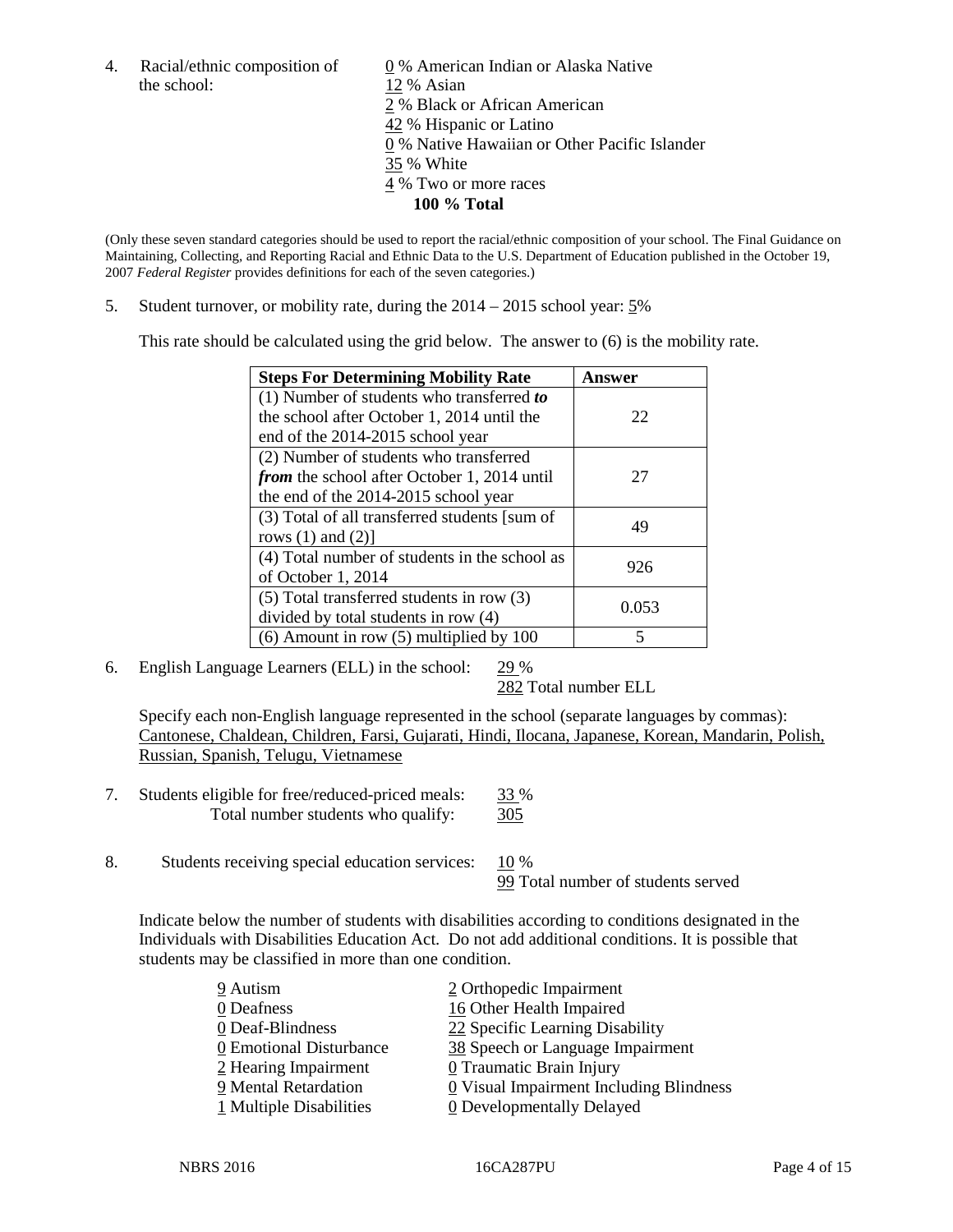4. Racial/ethnic composition of the school:

0 % American Indian or Alaska Native
12 % Asian
2 % Black or African American
42 % Hispanic or Latino
0 % Native Hawaiian or Other Pacific Islander
35 % White
4 % Two or more races
**100 % Total**

(Only these seven standard categories should be used to report the racial/ethnic composition of your school. The Final Guidance on Maintaining, Collecting, and Reporting Racial and Ethnic Data to the U.S. Department of Education published in the October 19, 2007 *Federal Register* provides definitions for each of the seven categories.)

5. Student turnover, or mobility rate, during the 2014 – 2015 school year: 5%

This rate should be calculated using the grid below. The answer to (6) is the mobility rate.

| **Steps For Determining Mobility Rate** | **Answer** |
|---|---|
| (1) Number of students who transferred ***to*** the school after October 1, 2014 until the end of the 2014-2015 school year | 22 |
| (2) Number of students who transferred ***from*** the school after October 1, 2014 until the end of the 2014-2015 school year | 27 |
| (3) Total of all transferred students [sum of rows (1) and (2)] | 49 |
| (4) Total number of students in the school as of October 1, 2014 | 926 |
| (5) Total transferred students in row (3) divided by total students in row (4) | 0.053 |
| (6) Amount in row (5) multiplied by 100 | 5 |

6. English Language Learners (ELL) in the school: 29 %
282 Total number ELL

Specify each non-English language represented in the school (separate languages by commas): Cantonese, Chaldean, Children, Farsi, Gujarati, Hindi, Ilocana, Japanese, Korean, Mandarin, Polish, Russian, Spanish, Telugu, Vietnamese

7. Students eligible for free/reduced-priced meals: 33 %
Total number students who qualify: 305

8. Students receiving special education services: 10 %
99 Total number of students served

Indicate below the number of students with disabilities according to conditions designated in the Individuals with Disabilities Education Act. Do not add additional conditions. It is possible that students may be classified in more than one condition.

9 Autism
0 Deafness
0 Deaf-Blindness
0 Emotional Disturbance
2 Hearing Impairment
9 Mental Retardation
1 Multiple Disabilities
2 Orthopedic Impairment
16 Other Health Impaired
22 Specific Learning Disability
38 Speech or Language Impairment
0 Traumatic Brain Injury
0 Visual Impairment Including Blindness
0 Developmentally Delayed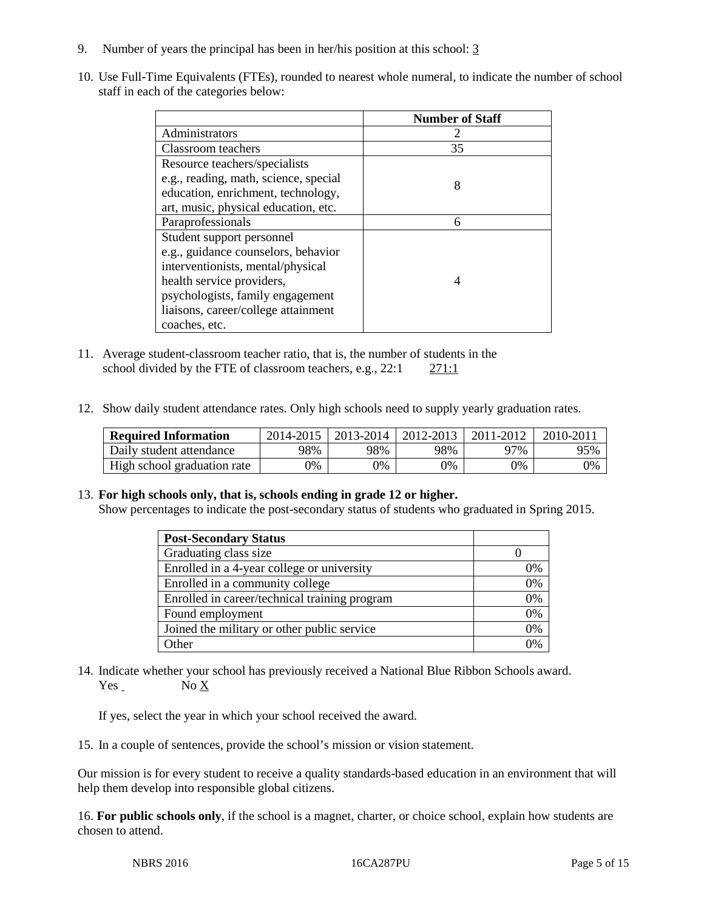9. Number of years the principal has been in her/his position at this school: 3

10. Use Full-Time Equivalents (FTEs), rounded to nearest whole numeral, to indicate the number of school staff in each of the categories below:

| | Number of Staff |
|---|---|
| Administrators | 2 |
| Classroom teachers | 35 |
| Resource teachers/specialists e.g., reading, math, science, special education, enrichment, technology, art, music, physical education, etc. | 8 |
| Paraprofessionals | 6 |
| Student support personnel e.g., guidance counselors, behavior interventionists, mental/physical health service providers, psychologists, family engagement liaisons, career/college attainment coaches, etc. | 4 |

11. Average student-classroom teacher ratio, that is, the number of students in the school divided by the FTE of classroom teachers, e.g., 22:1 271:1

12. Show daily student attendance rates. Only high schools need to supply yearly graduation rates.

| Required Information | 2014-2015 | 2013-2014 | 2012-2013 | 2011-2012 | 2010-2011 |
|---|---|---|---|---|---|
| Daily student attendance | 98% | 98% | 98% | 97% | 95% |
| High school graduation rate | 0% | 0% | 0% | 0% | 0% |

13. **For high schools only, that is, schools ending in grade 12 or higher.**
Show percentages to indicate the post-secondary status of students who graduated in Spring 2015.

| Post-Secondary Status | |
|---|---|
| Graduating class size | 0 |
| Enrolled in a 4-year college or university | 0% |
| Enrolled in a community college | 0% |
| Enrolled in career/technical training program | 0% |
| Found employment | 0% |
| Joined the military or other public service | 0% |
| Other | 0% |

14. Indicate whether your school has previously received a National Blue Ribbon Schools award.
Yes No X

If yes, select the year in which your school received the award.

15. In a couple of sentences, provide the school's mission or vision statement.

Our mission is for every student to receive a quality standards-based education in an environment that will help them develop into responsible global citizens.

16. **For public schools only**, if the school is a magnet, charter, or choice school, explain how students are chosen to attend.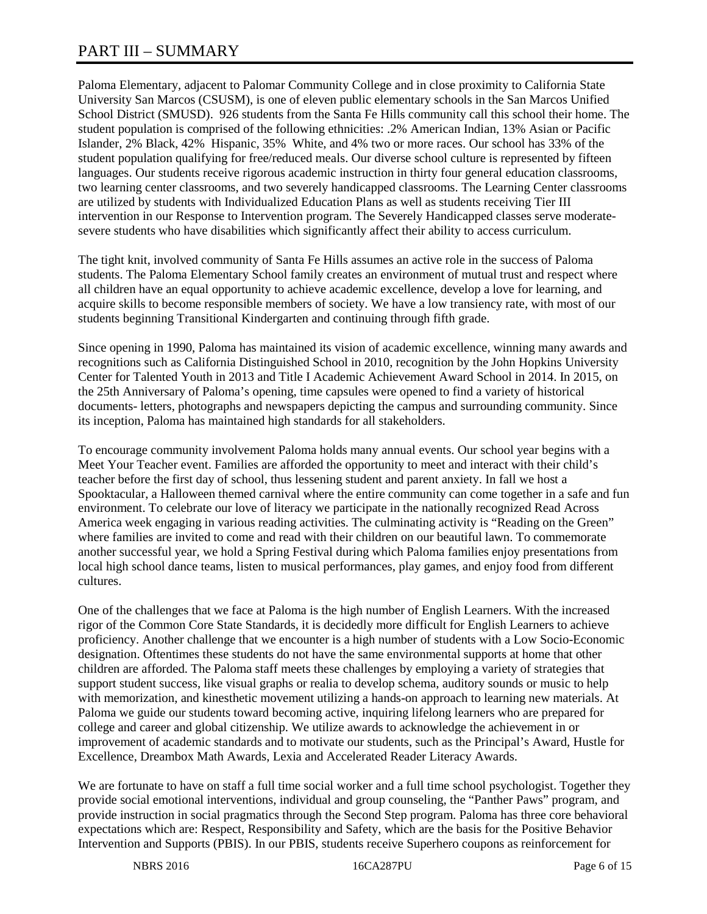# PART III – SUMMARY

Paloma Elementary, adjacent to Palomar Community College and in close proximity to California State University San Marcos (CSUSM), is one of eleven public elementary schools in the San Marcos Unified School District (SMUSD). 926 students from the Santa Fe Hills community call this school their home. The student population is comprised of the following ethnicities: .2% American Indian, 13% Asian or Pacific Islander, 2% Black, 42% Hispanic, 35% White, and 4% two or more races. Our school has 33% of the student population qualifying for free/reduced meals. Our diverse school culture is represented by fifteen languages. Our students receive rigorous academic instruction in thirty four general education classrooms, two learning center classrooms, and two severely handicapped classrooms. The Learning Center classrooms are utilized by students with Individualized Education Plans as well as students receiving Tier III intervention in our Response to Intervention program. The Severely Handicapped classes serve moderate-severe students who have disabilities which significantly affect their ability to access curriculum.

The tight knit, involved community of Santa Fe Hills assumes an active role in the success of Paloma students. The Paloma Elementary School family creates an environment of mutual trust and respect where all children have an equal opportunity to achieve academic excellence, develop a love for learning, and acquire skills to become responsible members of society. We have a low transiency rate, with most of our students beginning Transitional Kindergarten and continuing through fifth grade.

Since opening in 1990, Paloma has maintained its vision of academic excellence, winning many awards and recognitions such as California Distinguished School in 2010, recognition by the John Hopkins University Center for Talented Youth in 2013 and Title I Academic Achievement Award School in 2014. In 2015, on the 25th Anniversary of Paloma's opening, time capsules were opened to find a variety of historical documents- letters, photographs and newspapers depicting the campus and surrounding community. Since its inception, Paloma has maintained high standards for all stakeholders.

To encourage community involvement Paloma holds many annual events. Our school year begins with a Meet Your Teacher event. Families are afforded the opportunity to meet and interact with their child's teacher before the first day of school, thus lessening student and parent anxiety. In fall we host a Spooktacular, a Halloween themed carnival where the entire community can come together in a safe and fun environment. To celebrate our love of literacy we participate in the nationally recognized Read Across America week engaging in various reading activities. The culminating activity is "Reading on the Green" where families are invited to come and read with their children on our beautiful lawn. To commemorate another successful year, we hold a Spring Festival during which Paloma families enjoy presentations from local high school dance teams, listen to musical performances, play games, and enjoy food from different cultures.

One of the challenges that we face at Paloma is the high number of English Learners. With the increased rigor of the Common Core State Standards, it is decidedly more difficult for English Learners to achieve proficiency. Another challenge that we encounter is a high number of students with a Low Socio-Economic designation. Oftentimes these students do not have the same environmental supports at home that other children are afforded. The Paloma staff meets these challenges by employing a variety of strategies that support student success, like visual graphs or realia to develop schema, auditory sounds or music to help with memorization, and kinesthetic movement utilizing a hands-on approach to learning new materials. At Paloma we guide our students toward becoming active, inquiring lifelong learners who are prepared for college and career and global citizenship. We utilize awards to acknowledge the achievement in or improvement of academic standards and to motivate our students, such as the Principal's Award, Hustle for Excellence, Dreambox Math Awards, Lexia and Accelerated Reader Literacy Awards.

We are fortunate to have on staff a full time social worker and a full time school psychologist. Together they provide social emotional interventions, individual and group counseling, the "Panther Paws" program, and provide instruction in social pragmatics through the Second Step program. Paloma has three core behavioral expectations which are: Respect, Responsibility and Safety, which are the basis for the Positive Behavior Intervention and Supports (PBIS). In our PBIS, students receive Superhero coupons as reinforcement for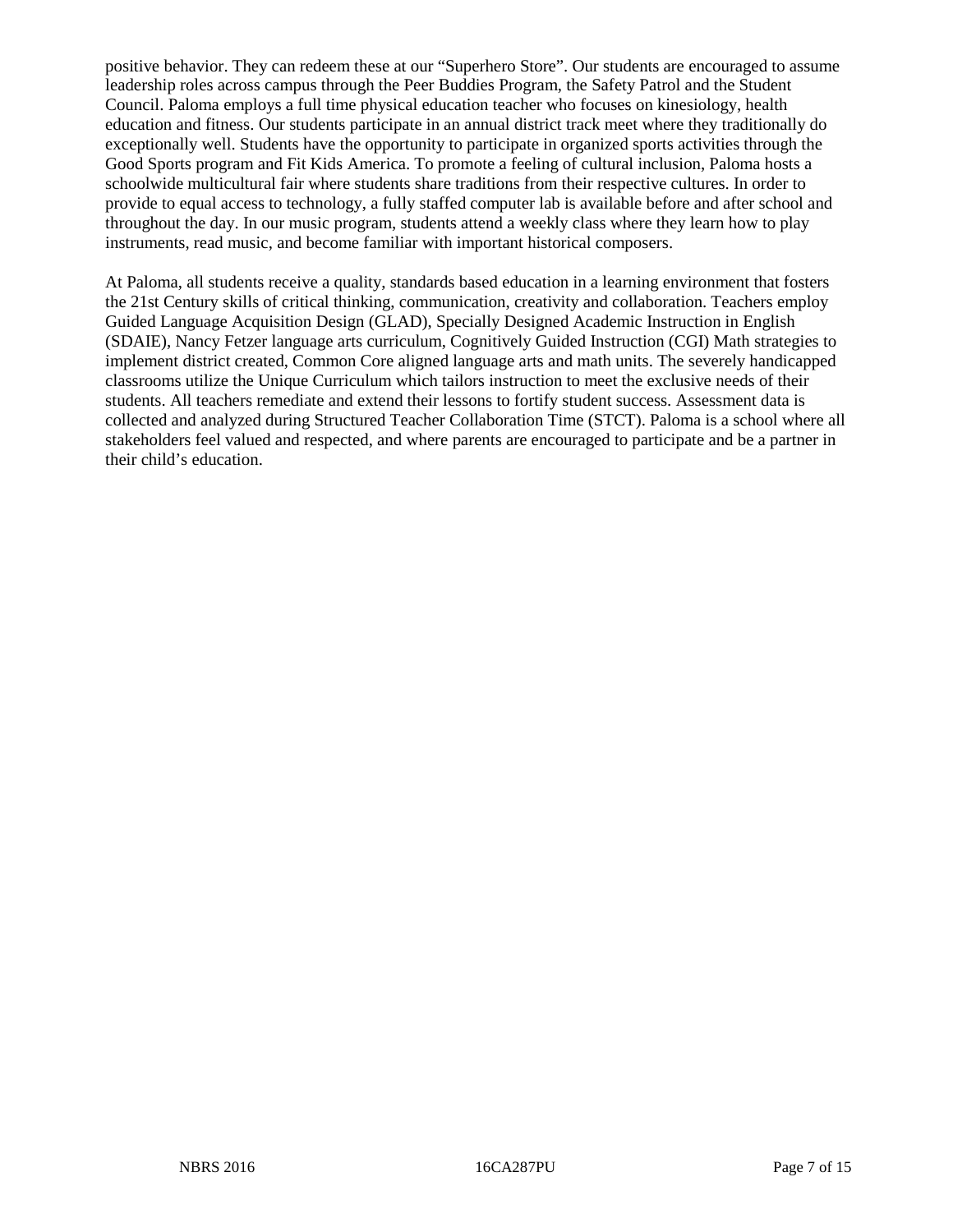positive behavior. They can redeem these at our "Superhero Store". Our students are encouraged to assume leadership roles across campus through the Peer Buddies Program, the Safety Patrol and the Student Council. Paloma employs a full time physical education teacher who focuses on kinesiology, health education and fitness. Our students participate in an annual district track meet where they traditionally do exceptionally well. Students have the opportunity to participate in organized sports activities through the Good Sports program and Fit Kids America. To promote a feeling of cultural inclusion, Paloma hosts a schoolwide multicultural fair where students share traditions from their respective cultures. In order to provide to equal access to technology, a fully staffed computer lab is available before and after school and throughout the day. In our music program, students attend a weekly class where they learn how to play instruments, read music, and become familiar with important historical composers.

At Paloma, all students receive a quality, standards based education in a learning environment that fosters the 21st Century skills of critical thinking, communication, creativity and collaboration. Teachers employ Guided Language Acquisition Design (GLAD), Specially Designed Academic Instruction in English (SDAIE), Nancy Fetzer language arts curriculum, Cognitively Guided Instruction (CGI) Math strategies to implement district created, Common Core aligned language arts and math units. The severely handicapped classrooms utilize the Unique Curriculum which tailors instruction to meet the exclusive needs of their students. All teachers remediate and extend their lessons to fortify student success. Assessment data is collected and analyzed during Structured Teacher Collaboration Time (STCT). Paloma is a school where all stakeholders feel valued and respected, and where parents are encouraged to participate and be a partner in their child's education.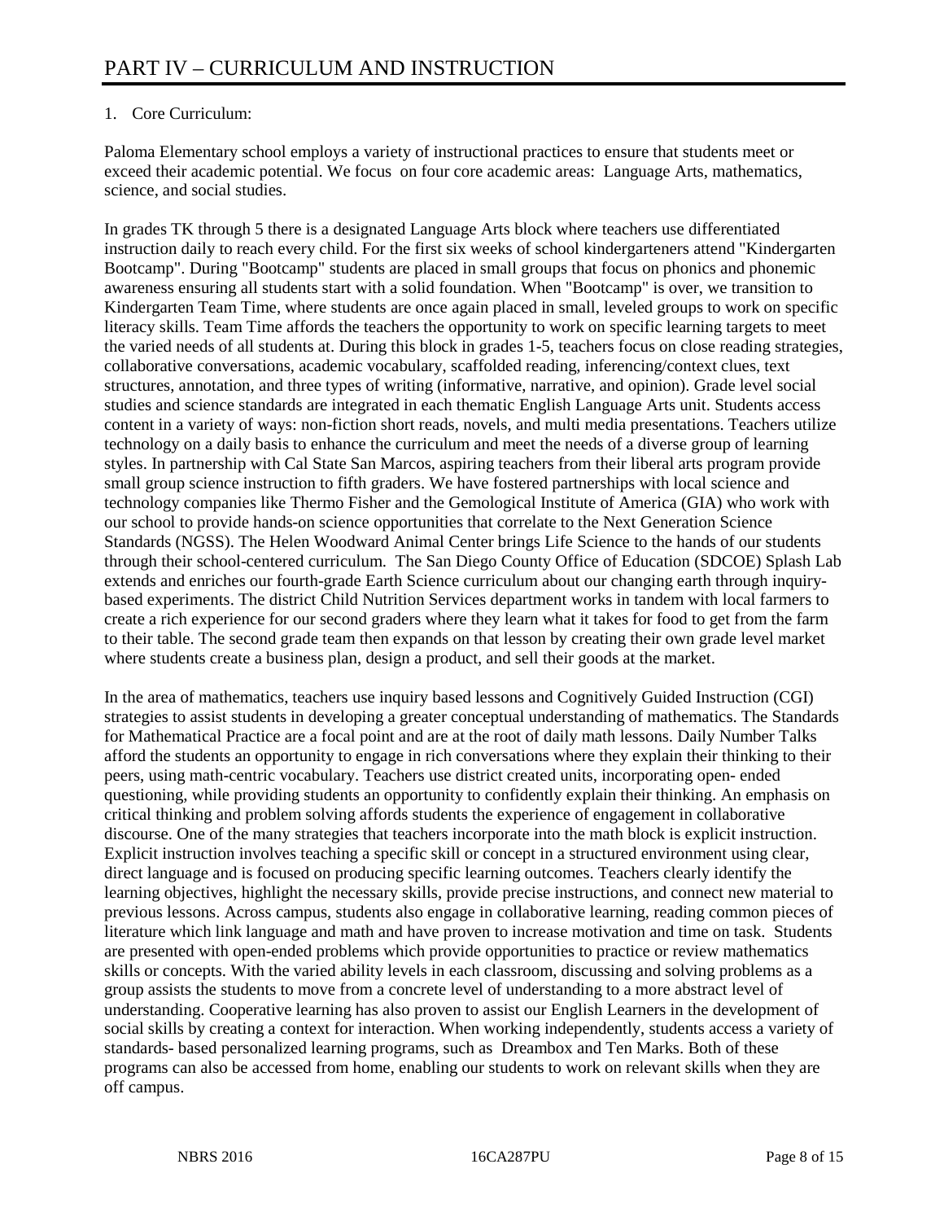# PART IV – CURRICULUM AND INSTRUCTION

1. Core Curriculum:

Paloma Elementary school employs a variety of instructional practices to ensure that students meet or exceed their academic potential. We focus on four core academic areas: Language Arts, mathematics, science, and social studies.

In grades TK through 5 there is a designated Language Arts block where teachers use differentiated instruction daily to reach every child. For the first six weeks of school kindergarteners attend "Kindergarten Bootcamp". During "Bootcamp" students are placed in small groups that focus on phonics and phonemic awareness ensuring all students start with a solid foundation. When "Bootcamp" is over, we transition to Kindergarten Team Time, where students are once again placed in small, leveled groups to work on specific literacy skills. Team Time affords the teachers the opportunity to work on specific learning targets to meet the varied needs of all students at. During this block in grades 1-5, teachers focus on close reading strategies, collaborative conversations, academic vocabulary, scaffolded reading, inferencing/context clues, text structures, annotation, and three types of writing (informative, narrative, and opinion). Grade level social studies and science standards are integrated in each thematic English Language Arts unit. Students access content in a variety of ways: non-fiction short reads, novels, and multi media presentations. Teachers utilize technology on a daily basis to enhance the curriculum and meet the needs of a diverse group of learning styles. In partnership with Cal State San Marcos, aspiring teachers from their liberal arts program provide small group science instruction to fifth graders. We have fostered partnerships with local science and technology companies like Thermo Fisher and the Gemological Institute of America (GIA) who work with our school to provide hands-on science opportunities that correlate to the Next Generation Science Standards (NGSS). The Helen Woodward Animal Center brings Life Science to the hands of our students through their school-centered curriculum. The San Diego County Office of Education (SDCOE) Splash Lab extends and enriches our fourth-grade Earth Science curriculum about our changing earth through inquiry-based experiments. The district Child Nutrition Services department works in tandem with local farmers to create a rich experience for our second graders where they learn what it takes for food to get from the farm to their table. The second grade team then expands on that lesson by creating their own grade level market where students create a business plan, design a product, and sell their goods at the market.

In the area of mathematics, teachers use inquiry based lessons and Cognitively Guided Instruction (CGI) strategies to assist students in developing a greater conceptual understanding of mathematics. The Standards for Mathematical Practice are a focal point and are at the root of daily math lessons. Daily Number Talks afford the students an opportunity to engage in rich conversations where they explain their thinking to their peers, using math-centric vocabulary. Teachers use district created units, incorporating open- ended questioning, while providing students an opportunity to confidently explain their thinking. An emphasis on critical thinking and problem solving affords students the experience of engagement in collaborative discourse. One of the many strategies that teachers incorporate into the math block is explicit instruction. Explicit instruction involves teaching a specific skill or concept in a structured environment using clear, direct language and is focused on producing specific learning outcomes. Teachers clearly identify the learning objectives, highlight the necessary skills, provide precise instructions, and connect new material to previous lessons. Across campus, students also engage in collaborative learning, reading common pieces of literature which link language and math and have proven to increase motivation and time on task. Students are presented with open-ended problems which provide opportunities to practice or review mathematics skills or concepts. With the varied ability levels in each classroom, discussing and solving problems as a group assists the students to move from a concrete level of understanding to a more abstract level of understanding. Cooperative learning has also proven to assist our English Learners in the development of social skills by creating a context for interaction. When working independently, students access a variety of standards- based personalized learning programs, such as Dreambox and Ten Marks. Both of these programs can also be accessed from home, enabling our students to work on relevant skills when they are off campus.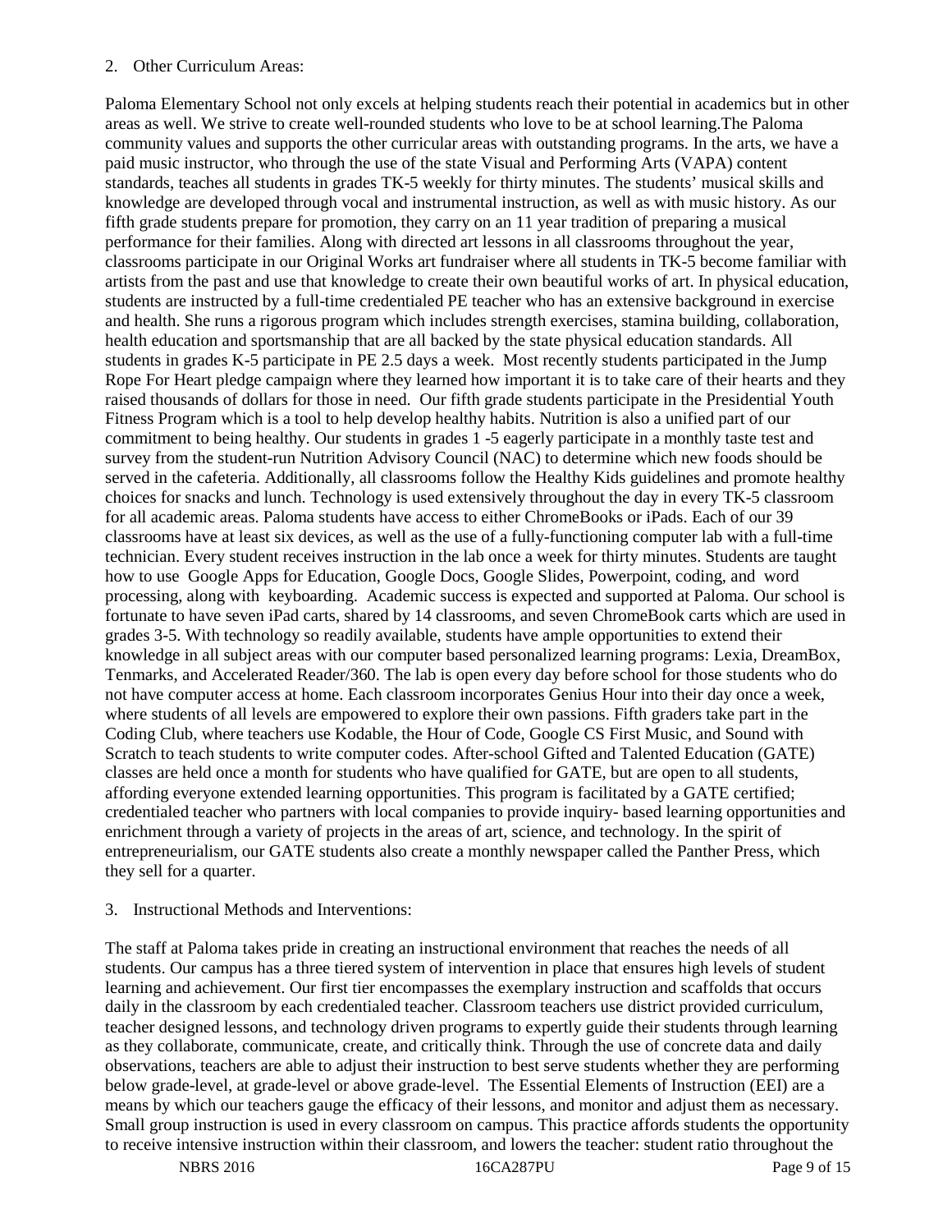2. Other Curriculum Areas:

Paloma Elementary School not only excels at helping students reach their potential in academics but in other areas as well. We strive to create well-rounded students who love to be at school learning.The Paloma community values and supports the other curricular areas with outstanding programs. In the arts, we have a paid music instructor, who through the use of the state Visual and Performing Arts (VAPA) content standards, teaches all students in grades TK-5 weekly for thirty minutes. The students' musical skills and knowledge are developed through vocal and instrumental instruction, as well as with music history. As our fifth grade students prepare for promotion, they carry on an 11 year tradition of preparing a musical performance for their families. Along with directed art lessons in all classrooms throughout the year, classrooms participate in our Original Works art fundraiser where all students in TK-5 become familiar with artists from the past and use that knowledge to create their own beautiful works of art. In physical education, students are instructed by a full-time credentialed PE teacher who has an extensive background in exercise and health. She runs a rigorous program which includes strength exercises, stamina building, collaboration, health education and sportsmanship that are all backed by the state physical education standards. All students in grades K-5 participate in PE 2.5 days a week. Most recently students participated in the Jump Rope For Heart pledge campaign where they learned how important it is to take care of their hearts and they raised thousands of dollars for those in need. Our fifth grade students participate in the Presidential Youth Fitness Program which is a tool to help develop healthy habits. Nutrition is also a unified part of our commitment to being healthy. Our students in grades 1 -5 eagerly participate in a monthly taste test and survey from the student-run Nutrition Advisory Council (NAC) to determine which new foods should be served in the cafeteria. Additionally, all classrooms follow the Healthy Kids guidelines and promote healthy choices for snacks and lunch. Technology is used extensively throughout the day in every TK-5 classroom for all academic areas. Paloma students have access to either ChromeBooks or iPads. Each of our 39 classrooms have at least six devices, as well as the use of a fully-functioning computer lab with a full-time technician. Every student receives instruction in the lab once a week for thirty minutes. Students are taught how to use Google Apps for Education, Google Docs, Google Slides, Powerpoint, coding, and word processing, along with keyboarding. Academic success is expected and supported at Paloma. Our school is fortunate to have seven iPad carts, shared by 14 classrooms, and seven ChromeBook carts which are used in grades 3-5. With technology so readily available, students have ample opportunities to extend their knowledge in all subject areas with our computer based personalized learning programs: Lexia, DreamBox, Tenmarks, and Accelerated Reader/360. The lab is open every day before school for those students who do not have computer access at home. Each classroom incorporates Genius Hour into their day once a week, where students of all levels are empowered to explore their own passions. Fifth graders take part in the Coding Club, where teachers use Kodable, the Hour of Code, Google CS First Music, and Sound with Scratch to teach students to write computer codes. After-school Gifted and Talented Education (GATE) classes are held once a month for students who have qualified for GATE, but are open to all students, affording everyone extended learning opportunities. This program is facilitated by a GATE certified; credentialed teacher who partners with local companies to provide inquiry- based learning opportunities and enrichment through a variety of projects in the areas of art, science, and technology. In the spirit of entrepreneurialism, our GATE students also create a monthly newspaper called the Panther Press, which they sell for a quarter.

3. Instructional Methods and Interventions:

The staff at Paloma takes pride in creating an instructional environment that reaches the needs of all students. Our campus has a three tiered system of intervention in place that ensures high levels of student learning and achievement. Our first tier encompasses the exemplary instruction and scaffolds that occurs daily in the classroom by each credentialed teacher. Classroom teachers use district provided curriculum, teacher designed lessons, and technology driven programs to expertly guide their students through learning as they collaborate, communicate, create, and critically think. Through the use of concrete data and daily observations, teachers are able to adjust their instruction to best serve students whether they are performing below grade-level, at grade-level or above grade-level. The Essential Elements of Instruction (EEI) are a means by which our teachers gauge the efficacy of their lessons, and monitor and adjust them as necessary. Small group instruction is used in every classroom on campus. This practice affords students the opportunity to receive intensive instruction within their classroom, and lowers the teacher: student ratio throughout the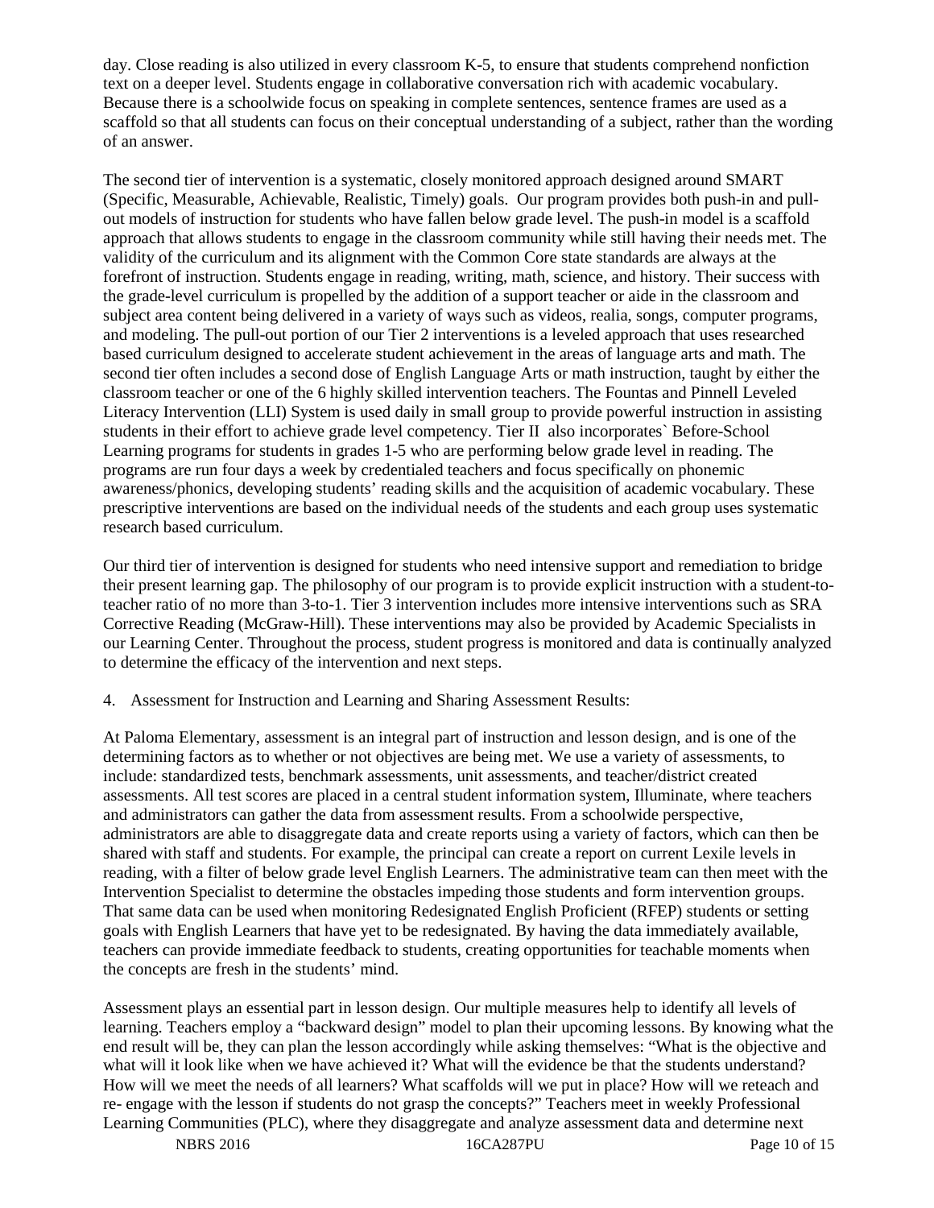day. Close reading is also utilized in every classroom K-5, to ensure that students comprehend nonfiction text on a deeper level. Students engage in collaborative conversation rich with academic vocabulary. Because there is a schoolwide focus on speaking in complete sentences, sentence frames are used as a scaffold so that all students can focus on their conceptual understanding of a subject, rather than the wording of an answer.

The second tier of intervention is a systematic, closely monitored approach designed around SMART (Specific, Measurable, Achievable, Realistic, Timely) goals. Our program provides both push-in and pull-out models of instruction for students who have fallen below grade level. The push-in model is a scaffold approach that allows students to engage in the classroom community while still having their needs met. The validity of the curriculum and its alignment with the Common Core state standards are always at the forefront of instruction. Students engage in reading, writing, math, science, and history. Their success with the grade-level curriculum is propelled by the addition of a support teacher or aide in the classroom and subject area content being delivered in a variety of ways such as videos, realia, songs, computer programs, and modeling. The pull-out portion of our Tier 2 interventions is a leveled approach that uses researched based curriculum designed to accelerate student achievement in the areas of language arts and math. The second tier often includes a second dose of English Language Arts or math instruction, taught by either the classroom teacher or one of the 6 highly skilled intervention teachers. The Fountas and Pinnell Leveled Literacy Intervention (LLI) System is used daily in small group to provide powerful instruction in assisting students in their effort to achieve grade level competency. Tier II also incorporates` Before-School Learning programs for students in grades 1-5 who are performing below grade level in reading. The programs are run four days a week by credentialed teachers and focus specifically on phonemic awareness/phonics, developing students' reading skills and the acquisition of academic vocabulary. These prescriptive interventions are based on the individual needs of the students and each group uses systematic research based curriculum.

Our third tier of intervention is designed for students who need intensive support and remediation to bridge their present learning gap. The philosophy of our program is to provide explicit instruction with a student-to-teacher ratio of no more than 3-to-1. Tier 3 intervention includes more intensive interventions such as SRA Corrective Reading (McGraw-Hill). These interventions may also be provided by Academic Specialists in our Learning Center. Throughout the process, student progress is monitored and data is continually analyzed to determine the efficacy of the intervention and next steps.

4. Assessment for Instruction and Learning and Sharing Assessment Results:

At Paloma Elementary, assessment is an integral part of instruction and lesson design, and is one of the determining factors as to whether or not objectives are being met. We use a variety of assessments, to include: standardized tests, benchmark assessments, unit assessments, and teacher/district created assessments. All test scores are placed in a central student information system, Illuminate, where teachers and administrators can gather the data from assessment results. From a schoolwide perspective, administrators are able to disaggregate data and create reports using a variety of factors, which can then be shared with staff and students. For example, the principal can create a report on current Lexile levels in reading, with a filter of below grade level English Learners. The administrative team can then meet with the Intervention Specialist to determine the obstacles impeding those students and form intervention groups. That same data can be used when monitoring Redesignated English Proficient (RFEP) students or setting goals with English Learners that have yet to be redesignated. By having the data immediately available, teachers can provide immediate feedback to students, creating opportunities for teachable moments when the concepts are fresh in the students' mind.

Assessment plays an essential part in lesson design. Our multiple measures help to identify all levels of learning. Teachers employ a "backward design" model to plan their upcoming lessons. By knowing what the end result will be, they can plan the lesson accordingly while asking themselves: "What is the objective and what will it look like when we have achieved it? What will the evidence be that the students understand? How will we meet the needs of all learners? What scaffolds will we put in place? How will we reteach and re- engage with the lesson if students do not grasp the concepts?" Teachers meet in weekly Professional Learning Communities (PLC), where they disaggregate and analyze assessment data and determine next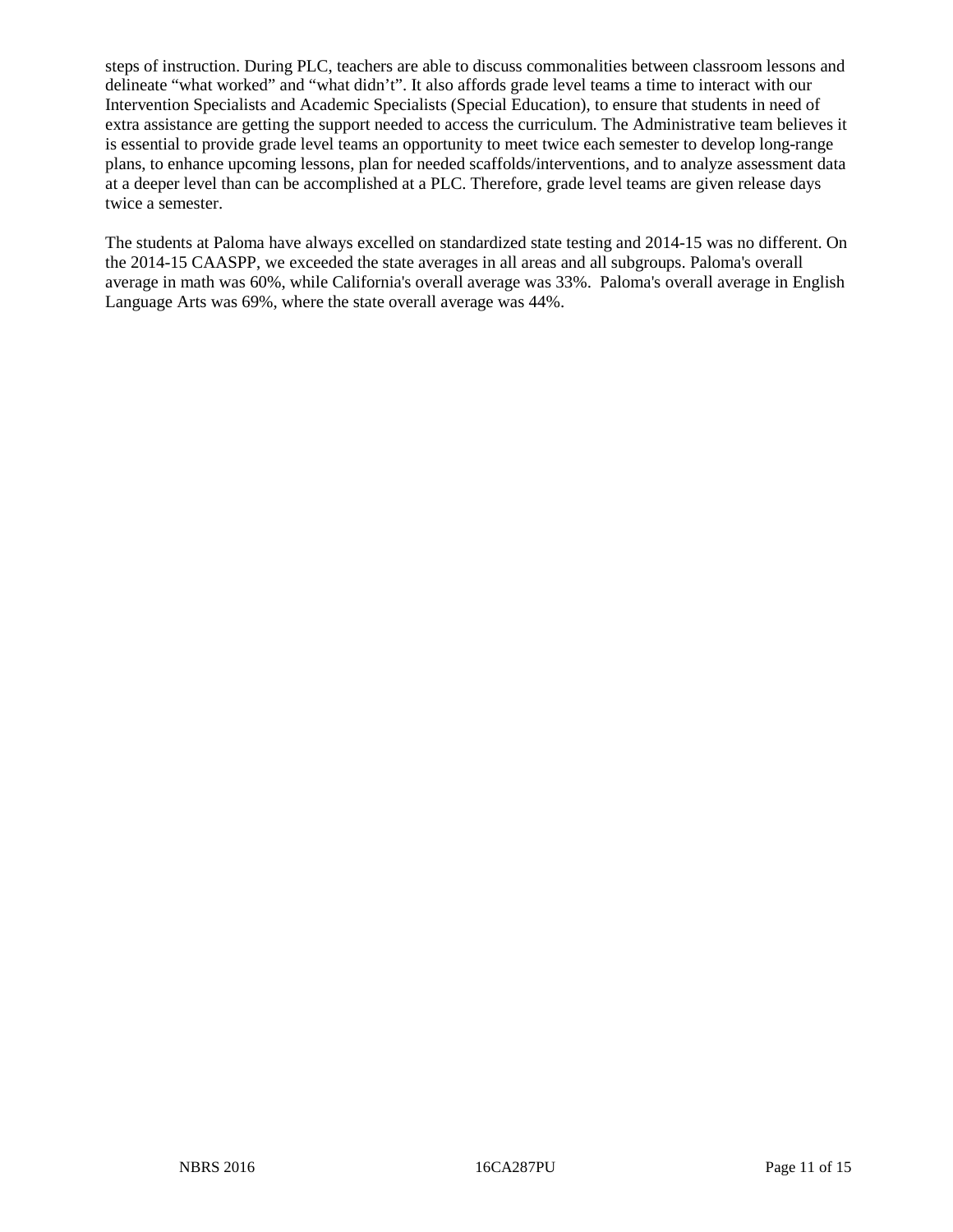steps of instruction. During PLC, teachers are able to discuss commonalities between classroom lessons and delineate “what worked” and “what didn’t”. It also affords grade level teams a time to interact with our Intervention Specialists and Academic Specialists (Special Education), to ensure that students in need of extra assistance are getting the support needed to access the curriculum. The Administrative team believes it is essential to provide grade level teams an opportunity to meet twice each semester to develop long-range plans, to enhance upcoming lessons, plan for needed scaffolds/interventions, and to analyze assessment data at a deeper level than can be accomplished at a PLC. Therefore, grade level teams are given release days twice a semester.

The students at Paloma have always excelled on standardized state testing and 2014-15 was no different. On the 2014-15 CAASPP, we exceeded the state averages in all areas and all subgroups. Paloma's overall average in math was 60%, while California's overall average was 33%. Paloma's overall average in English Language Arts was 69%, where the state overall average was 44%.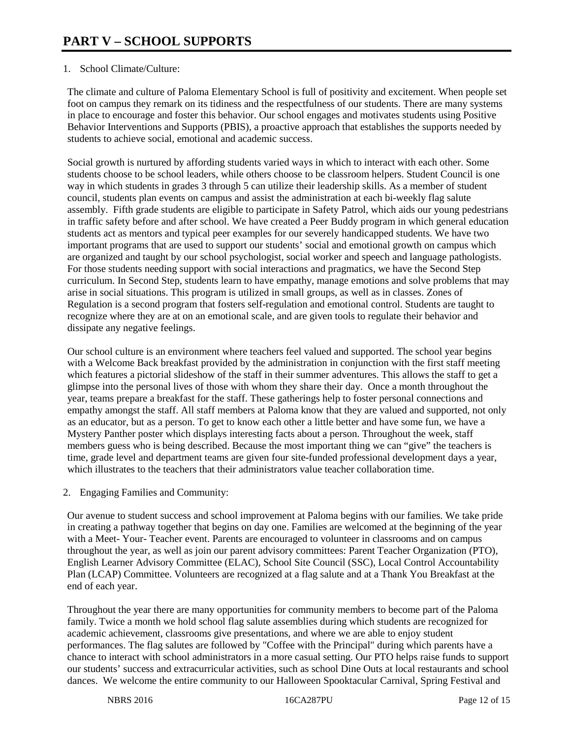# PART V – SCHOOL SUPPORTS

1. School Climate/Culture:

The climate and culture of Paloma Elementary School is full of positivity and excitement. When people set foot on campus they remark on its tidiness and the respectfulness of our students. There are many systems in place to encourage and foster this behavior. Our school engages and motivates students using Positive Behavior Interventions and Supports (PBIS), a proactive approach that establishes the supports needed by students to achieve social, emotional and academic success.

Social growth is nurtured by affording students varied ways in which to interact with each other. Some students choose to be school leaders, while others choose to be classroom helpers. Student Council is one way in which students in grades 3 through 5 can utilize their leadership skills. As a member of student council, students plan events on campus and assist the administration at each bi-weekly flag salute assembly. Fifth grade students are eligible to participate in Safety Patrol, which aids our young pedestrians in traffic safety before and after school. We have created a Peer Buddy program in which general education students act as mentors and typical peer examples for our severely handicapped students. We have two important programs that are used to support our students' social and emotional growth on campus which are organized and taught by our school psychologist, social worker and speech and language pathologists. For those students needing support with social interactions and pragmatics, we have the Second Step curriculum. In Second Step, students learn to have empathy, manage emotions and solve problems that may arise in social situations. This program is utilized in small groups, as well as in classes. Zones of Regulation is a second program that fosters self-regulation and emotional control. Students are taught to recognize where they are at on an emotional scale, and are given tools to regulate their behavior and dissipate any negative feelings.

Our school culture is an environment where teachers feel valued and supported. The school year begins with a Welcome Back breakfast provided by the administration in conjunction with the first staff meeting which features a pictorial slideshow of the staff in their summer adventures. This allows the staff to get a glimpse into the personal lives of those with whom they share their day. Once a month throughout the year, teams prepare a breakfast for the staff. These gatherings help to foster personal connections and empathy amongst the staff. All staff members at Paloma know that they are valued and supported, not only as an educator, but as a person. To get to know each other a little better and have some fun, we have a Mystery Panther poster which displays interesting facts about a person. Throughout the week, staff members guess who is being described. Because the most important thing we can "give" the teachers is time, grade level and department teams are given four site-funded professional development days a year, which illustrates to the teachers that their administrators value teacher collaboration time.

2. Engaging Families and Community:

Our avenue to student success and school improvement at Paloma begins with our families. We take pride in creating a pathway together that begins on day one. Families are welcomed at the beginning of the year with a Meet- Your- Teacher event. Parents are encouraged to volunteer in classrooms and on campus throughout the year, as well as join our parent advisory committees: Parent Teacher Organization (PTO), English Learner Advisory Committee (ELAC), School Site Council (SSC), Local Control Accountability Plan (LCAP) Committee. Volunteers are recognized at a flag salute and at a Thank You Breakfast at the end of each year.

Throughout the year there are many opportunities for community members to become part of the Paloma family. Twice a month we hold school flag salute assemblies during which students are recognized for academic achievement, classrooms give presentations, and where we are able to enjoy student performances. The flag salutes are followed by "Coffee with the Principal" during which parents have a chance to interact with school administrators in a more casual setting. Our PTO helps raise funds to support our students' success and extracurricular activities, such as school Dine Outs at local restaurants and school dances. We welcome the entire community to our Halloween Spooktacular Carnival, Spring Festival and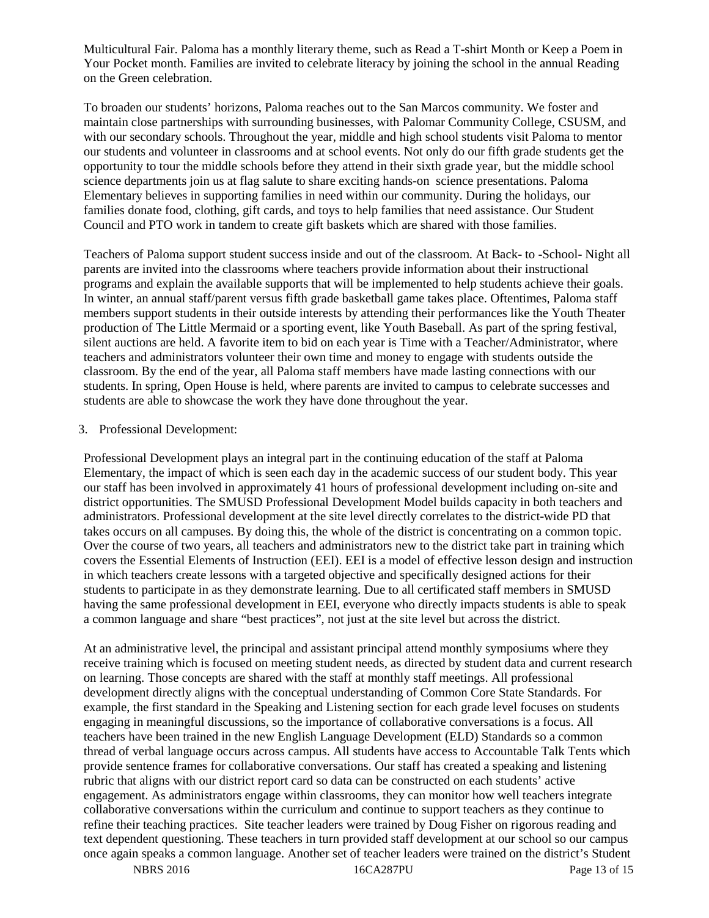Multicultural Fair. Paloma has a monthly literary theme, such as Read a T-shirt Month or Keep a Poem in Your Pocket month. Families are invited to celebrate literacy by joining the school in the annual Reading on the Green celebration.

To broaden our students' horizons, Paloma reaches out to the San Marcos community. We foster and maintain close partnerships with surrounding businesses, with Palomar Community College, CSUSM, and with our secondary schools. Throughout the year, middle and high school students visit Paloma to mentor our students and volunteer in classrooms and at school events. Not only do our fifth grade students get the opportunity to tour the middle schools before they attend in their sixth grade year, but the middle school science departments join us at flag salute to share exciting hands-on science presentations. Paloma Elementary believes in supporting families in need within our community. During the holidays, our families donate food, clothing, gift cards, and toys to help families that need assistance. Our Student Council and PTO work in tandem to create gift baskets which are shared with those families.

Teachers of Paloma support student success inside and out of the classroom. At Back- to -School- Night all parents are invited into the classrooms where teachers provide information about their instructional programs and explain the available supports that will be implemented to help students achieve their goals. In winter, an annual staff/parent versus fifth grade basketball game takes place. Oftentimes, Paloma staff members support students in their outside interests by attending their performances like the Youth Theater production of The Little Mermaid or a sporting event, like Youth Baseball. As part of the spring festival, silent auctions are held. A favorite item to bid on each year is Time with a Teacher/Administrator, where teachers and administrators volunteer their own time and money to engage with students outside the classroom. By the end of the year, all Paloma staff members have made lasting connections with our students. In spring, Open House is held, where parents are invited to campus to celebrate successes and students are able to showcase the work they have done throughout the year.

3. Professional Development:

Professional Development plays an integral part in the continuing education of the staff at Paloma Elementary, the impact of which is seen each day in the academic success of our student body. This year our staff has been involved in approximately 41 hours of professional development including on-site and district opportunities. The SMUSD Professional Development Model builds capacity in both teachers and administrators. Professional development at the site level directly correlates to the district-wide PD that takes occurs on all campuses. By doing this, the whole of the district is concentrating on a common topic. Over the course of two years, all teachers and administrators new to the district take part in training which covers the Essential Elements of Instruction (EEI). EEI is a model of effective lesson design and instruction in which teachers create lessons with a targeted objective and specifically designed actions for their students to participate in as they demonstrate learning. Due to all certificated staff members in SMUSD having the same professional development in EEI, everyone who directly impacts students is able to speak a common language and share "best practices", not just at the site level but across the district.

At an administrative level, the principal and assistant principal attend monthly symposiums where they receive training which is focused on meeting student needs, as directed by student data and current research on learning. Those concepts are shared with the staff at monthly staff meetings. All professional development directly aligns with the conceptual understanding of Common Core State Standards. For example, the first standard in the Speaking and Listening section for each grade level focuses on students engaging in meaningful discussions, so the importance of collaborative conversations is a focus. All teachers have been trained in the new English Language Development (ELD) Standards so a common thread of verbal language occurs across campus. All students have access to Accountable Talk Tents which provide sentence frames for collaborative conversations. Our staff has created a speaking and listening rubric that aligns with our district report card so data can be constructed on each students' active engagement. As administrators engage within classrooms, they can monitor how well teachers integrate collaborative conversations within the curriculum and continue to support teachers as they continue to refine their teaching practices. Site teacher leaders were trained by Doug Fisher on rigorous reading and text dependent questioning. These teachers in turn provided staff development at our school so our campus once again speaks a common language. Another set of teacher leaders were trained on the district's Student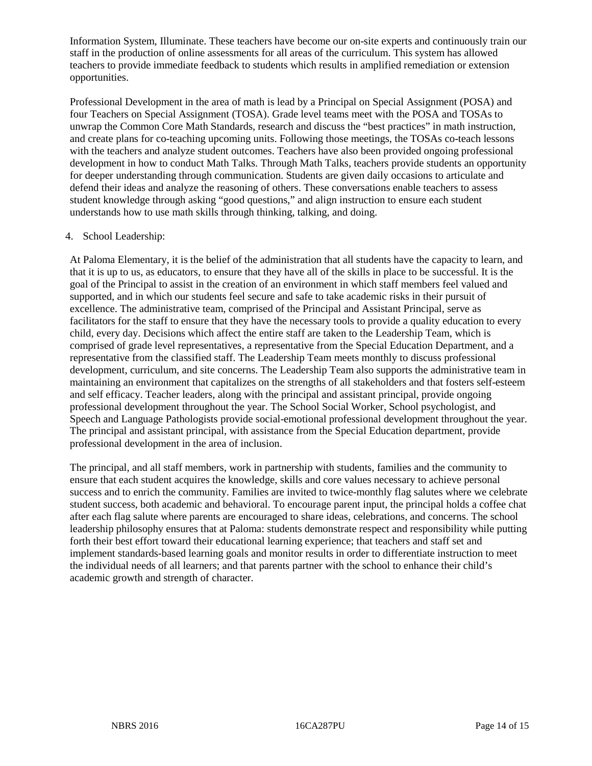Information System, Illuminate. These teachers have become our on-site experts and continuously train our staff in the production of online assessments for all areas of the curriculum. This system has allowed teachers to provide immediate feedback to students which results in amplified remediation or extension opportunities.

Professional Development in the area of math is lead by a Principal on Special Assignment (POSA) and four Teachers on Special Assignment (TOSA). Grade level teams meet with the POSA and TOSAs to unwrap the Common Core Math Standards, research and discuss the "best practices" in math instruction, and create plans for co-teaching upcoming units. Following those meetings, the TOSAs co-teach lessons with the teachers and analyze student outcomes. Teachers have also been provided ongoing professional development in how to conduct Math Talks. Through Math Talks, teachers provide students an opportunity for deeper understanding through communication. Students are given daily occasions to articulate and defend their ideas and analyze the reasoning of others. These conversations enable teachers to assess student knowledge through asking "good questions," and align instruction to ensure each student understands how to use math skills through thinking, talking, and doing.

4. School Leadership:

At Paloma Elementary, it is the belief of the administration that all students have the capacity to learn, and that it is up to us, as educators, to ensure that they have all of the skills in place to be successful. It is the goal of the Principal to assist in the creation of an environment in which staff members feel valued and supported, and in which our students feel secure and safe to take academic risks in their pursuit of excellence. The administrative team, comprised of the Principal and Assistant Principal, serve as facilitators for the staff to ensure that they have the necessary tools to provide a quality education to every child, every day. Decisions which affect the entire staff are taken to the Leadership Team, which is comprised of grade level representatives, a representative from the Special Education Department, and a representative from the classified staff. The Leadership Team meets monthly to discuss professional development, curriculum, and site concerns. The Leadership Team also supports the administrative team in maintaining an environment that capitalizes on the strengths of all stakeholders and that fosters self-esteem and self efficacy. Teacher leaders, along with the principal and assistant principal, provide ongoing professional development throughout the year. The School Social Worker, School psychologist, and Speech and Language Pathologists provide social-emotional professional development throughout the year. The principal and assistant principal, with assistance from the Special Education department, provide professional development in the area of inclusion.

The principal, and all staff members, work in partnership with students, families and the community to ensure that each student acquires the knowledge, skills and core values necessary to achieve personal success and to enrich the community. Families are invited to twice-monthly flag salutes where we celebrate student success, both academic and behavioral. To encourage parent input, the principal holds a coffee chat after each flag salute where parents are encouraged to share ideas, celebrations, and concerns. The school leadership philosophy ensures that at Paloma: students demonstrate respect and responsibility while putting forth their best effort toward their educational learning experience; that teachers and staff set and implement standards-based learning goals and monitor results in order to differentiate instruction to meet the individual needs of all learners; and that parents partner with the school to enhance their child's academic growth and strength of character.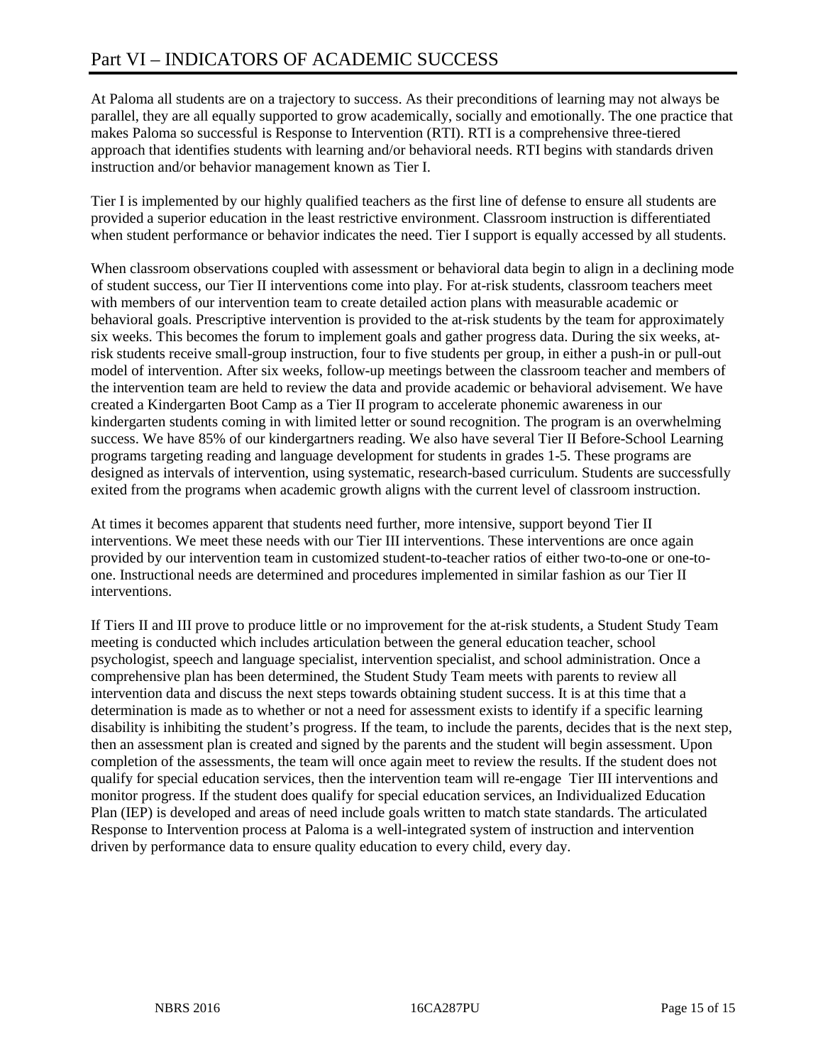# Part VI – INDICATORS OF ACADEMIC SUCCESS

At Paloma all students are on a trajectory to success. As their preconditions of learning may not always be parallel, they are all equally supported to grow academically, socially and emotionally. The one practice that makes Paloma so successful is Response to Intervention (RTI). RTI is a comprehensive three-tiered approach that identifies students with learning and/or behavioral needs. RTI begins with standards driven instruction and/or behavior management known as Tier I.

Tier I is implemented by our highly qualified teachers as the first line of defense to ensure all students are provided a superior education in the least restrictive environment. Classroom instruction is differentiated when student performance or behavior indicates the need. Tier I support is equally accessed by all students.

When classroom observations coupled with assessment or behavioral data begin to align in a declining mode of student success, our Tier II interventions come into play. For at-risk students, classroom teachers meet with members of our intervention team to create detailed action plans with measurable academic or behavioral goals. Prescriptive intervention is provided to the at-risk students by the team for approximately six weeks. This becomes the forum to implement goals and gather progress data. During the six weeks, at-risk students receive small-group instruction, four to five students per group, in either a push-in or pull-out model of intervention. After six weeks, follow-up meetings between the classroom teacher and members of the intervention team are held to review the data and provide academic or behavioral advisement. We have created a Kindergarten Boot Camp as a Tier II program to accelerate phonemic awareness in our kindergarten students coming in with limited letter or sound recognition. The program is an overwhelming success. We have 85% of our kindergartners reading. We also have several Tier II Before-School Learning programs targeting reading and language development for students in grades 1-5. These programs are designed as intervals of intervention, using systematic, research-based curriculum. Students are successfully exited from the programs when academic growth aligns with the current level of classroom instruction.

At times it becomes apparent that students need further, more intensive, support beyond Tier II interventions. We meet these needs with our Tier III interventions. These interventions are once again provided by our intervention team in customized student-to-teacher ratios of either two-to-one or one-to-one. Instructional needs are determined and procedures implemented in similar fashion as our Tier II interventions.

If Tiers II and III prove to produce little or no improvement for the at-risk students, a Student Study Team meeting is conducted which includes articulation between the general education teacher, school psychologist, speech and language specialist, intervention specialist, and school administration. Once a comprehensive plan has been determined, the Student Study Team meets with parents to review all intervention data and discuss the next steps towards obtaining student success. It is at this time that a determination is made as to whether or not a need for assessment exists to identify if a specific learning disability is inhibiting the student's progress. If the team, to include the parents, decides that is the next step, then an assessment plan is created and signed by the parents and the student will begin assessment. Upon completion of the assessments, the team will once again meet to review the results. If the student does not qualify for special education services, then the intervention team will re-engage Tier III interventions and monitor progress. If the student does qualify for special education services, an Individualized Education Plan (IEP) is developed and areas of need include goals written to match state standards. The articulated Response to Intervention process at Paloma is a well-integrated system of instruction and intervention driven by performance data to ensure quality education to every child, every day.